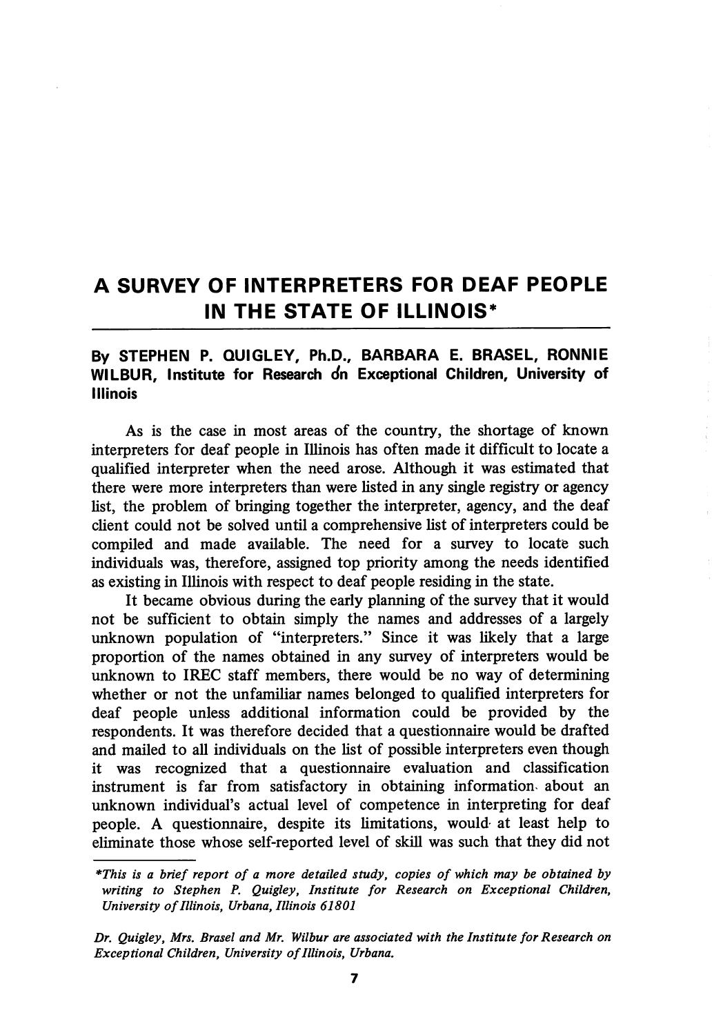# A SURVEY OF INTERPRETERS FOR DEAF PEOPLE IN THE STATE OF ILLINOIS*

**By STEPHEN P. QUIGLEY, Ph.D., BARBARA E. BRASEL, RONNIE WILBUR, Institute for Research on Exceptional Children, University of Illinois**

As is the case in most areas of the country, the shortage of known interpreters for deaf people in Illinois has often made it difficult to locate a qualified interpreter when the need arose. Although it was estimated that there were more interpreters than were listed in any single registry or agency list, the problem of bringing together the interpreter, agency, and the deaf client could not be solved until a comprehensive list of interpreters could be compiled and made available. The need for a survey to locate such individuals was, therefore, assigned top priority among the needs identified as existing in Illinois with respect to deaf people residing in the state.

It became obvious during the early planning of the survey that it would not be sufficient to obtain simply the names and addresses of a largely unknown population of "interpreters." Since it was likely that a large proportion of the names obtained in any survey of interpreters would be unknown to IREC staff members, there would be no way of determining whether or not the unfamiliar names belonged to qualified interpreters for deaf people unless additional information could be provided by the respondents. It was therefore decided that a questionnaire would be drafted and mailed to all individuals on the list of possible interpreters even though it was recognized that a questionnaire evaluation and classification instrument is far from satisfactory in obtaining information about an unknown individual's actual level of competence in interpreting for deaf people. A questionnaire, despite its limitations, would at least help to eliminate those whose self-reported level of skill was such that they did not

---

*\*This is a brief report of a more detailed study, copies of which may be obtained by writing to Stephen P. Quigley, Institute for Research on Exceptional Children, University of Illinois, Urbana, Illinois 61801*

*Dr. Quigley, Mrs. Brasel and Mr. Wilbur are associated with the Institute for Research on Exceptional Children, University of Illinois, Urbana.*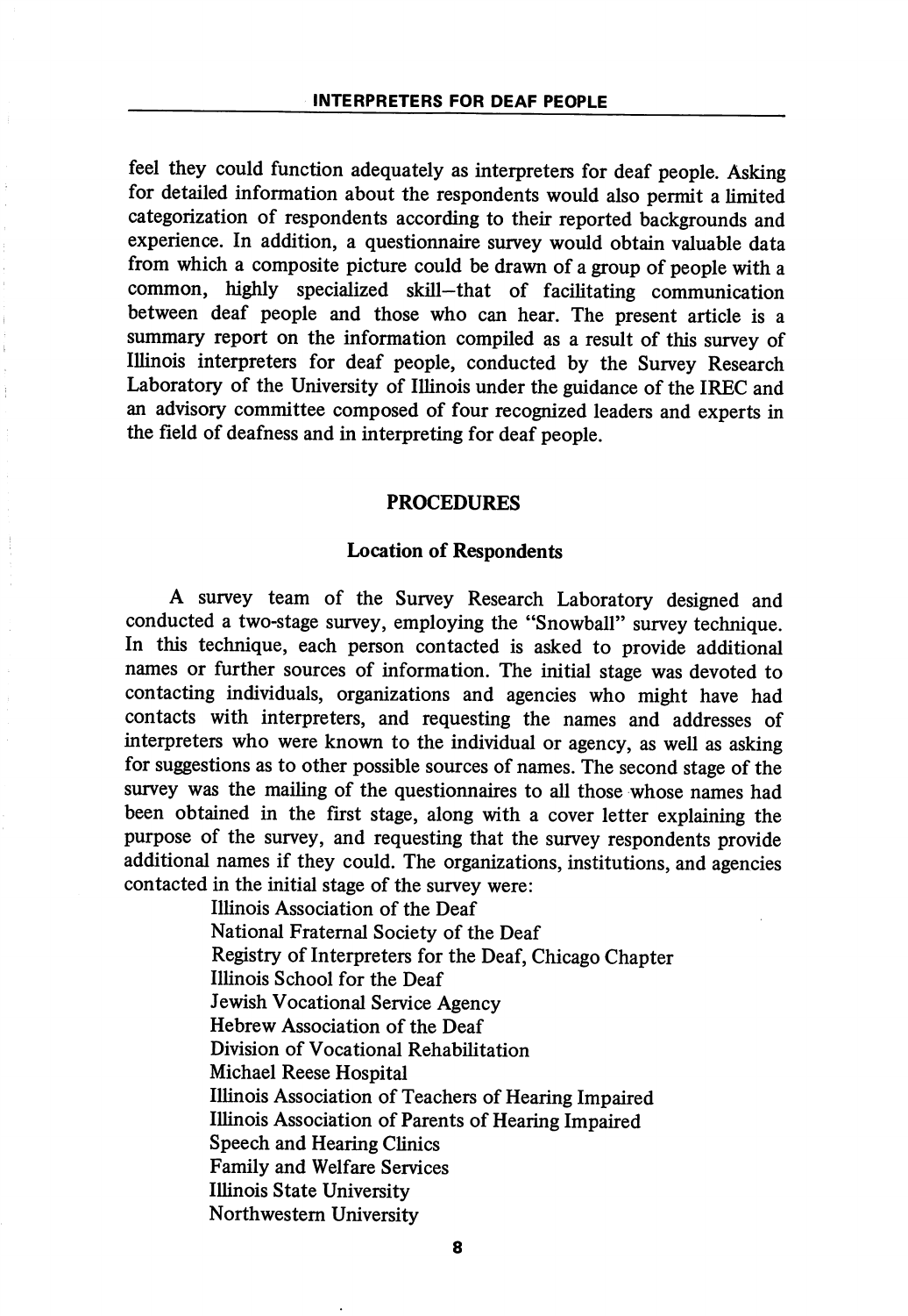feel they could function adequately as interpreters for deaf people. Asking for detailed information about the respondents would also permit a limited categorization of respondents according to their reported backgrounds and experience. In addition, a questionnaire survey would obtain valuable data from which a composite picture could be drawn of a group of people with a common, highly specialized skill—that of facilitating communication between deaf people and those who can hear. The present article is a summary report on the information compiled as a result of this survey of Illinois interpreters for deaf people, conducted by the Survey Research Laboratory of the University of Illinois under the guidance of the IREC and an advisory committee composed of four recognized leaders and experts in the field of deafness and in interpreting for deaf people.

## PROCEDURES

### Location of Respondents

A survey team of the Survey Research Laboratory designed and conducted a two-stage survey, employing the "Snowball" survey technique. In this technique, each person contacted is asked to provide additional names or further sources of information. The initial stage was devoted to contacting individuals, organizations and agencies who might have had contacts with interpreters, and requesting the names and addresses of interpreters who were known to the individual or agency, as well as asking for suggestions as to other possible sources of names. The second stage of the survey was the mailing of the questionnaires to all those whose names had been obtained in the first stage, along with a cover letter explaining the purpose of the survey, and requesting that the survey respondents provide additional names if they could. The organizations, institutions, and agencies contacted in the initial stage of the survey were:

Illinois Association of the Deaf
National Fraternal Society of the Deaf
Registry of Interpreters for the Deaf, Chicago Chapter
Illinois School for the Deaf
Jewish Vocational Service Agency
Hebrew Association of the Deaf
Division of Vocational Rehabilitation
Michael Reese Hospital
Illinois Association of Teachers of Hearing Impaired
Illinois Association of Parents of Hearing Impaired
Speech and Hearing Clinics
Family and Welfare Services
Illinois State University
Northwestern University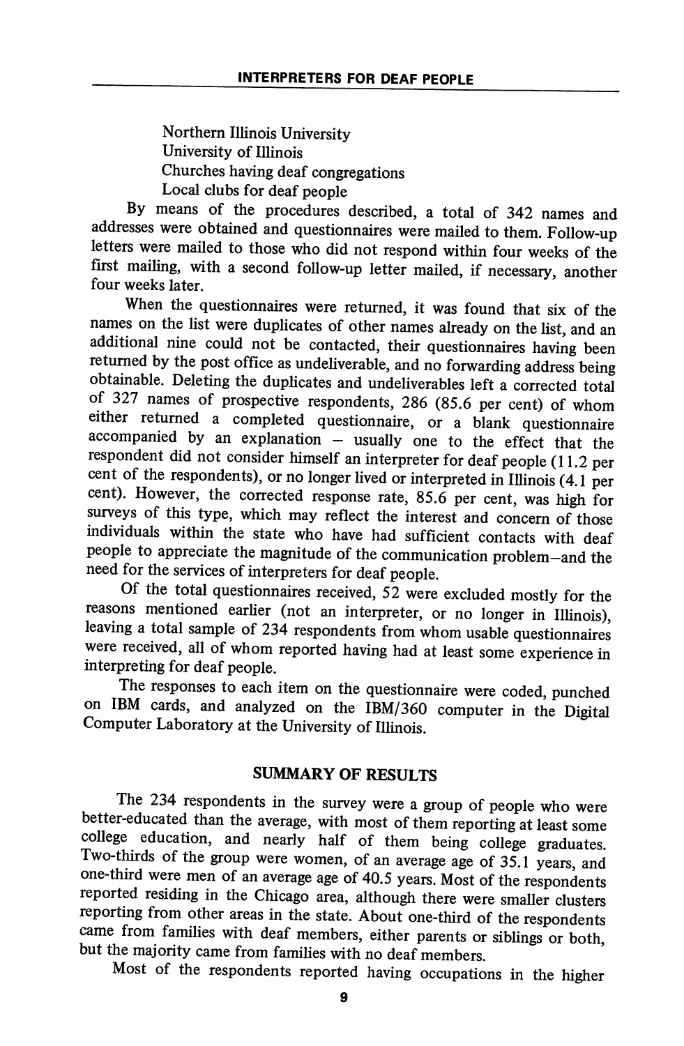Northern Illinois University
University of Illinois
Churches having deaf congregations
Local clubs for deaf people

By means of the procedures described, a total of 342 names and addresses were obtained and questionnaires were mailed to them. Follow-up letters were mailed to those who did not respond within four weeks of the first mailing, with a second follow-up letter mailed, if necessary, another four weeks later.

When the questionnaires were returned, it was found that six of the names on the list were duplicates of other names already on the list, and an additional nine could not be contacted, their questionnaires having been returned by the post office as undeliverable, and no forwarding address being obtainable. Deleting the duplicates and undeliverables left a corrected total of 327 names of prospective respondents, 286 (85.6 per cent) of whom either returned a completed questionnaire, or a blank questionnaire accompanied by an explanation – usually one to the effect that the respondent did not consider himself an interpreter for deaf people (11.2 per cent of the respondents), or no longer lived or interpreted in Illinois (4.1 per cent). However, the corrected response rate, 85.6 per cent, was high for surveys of this type, which may reflect the interest and concern of those individuals within the state who have had sufficient contacts with deaf people to appreciate the magnitude of the communication problem–and the need for the services of interpreters for deaf people.

Of the total questionnaires received, 52 were excluded mostly for the reasons mentioned earlier (not an interpreter, or no longer in Illinois), leaving a total sample of 234 respondents from whom usable questionnaires were received, all of whom reported having had at least some experience in interpreting for deaf people.

The responses to each item on the questionnaire were coded, punched on IBM cards, and analyzed on the IBM/360 computer in the Digital Computer Laboratory at the University of Illinois.

## SUMMARY OF RESULTS

The 234 respondents in the survey were a group of people who were better-educated than the average, with most of them reporting at least some college education, and nearly half of them being college graduates. Two-thirds of the group were women, of an average age of 35.1 years, and one-third were men of an average age of 40.5 years. Most of the respondents reported residing in the Chicago area, although there were smaller clusters reporting from other areas in the state. About one-third of the respondents came from families with deaf members, either parents or siblings or both, but the majority came from families with no deaf members.

Most of the respondents reported having occupations in the higher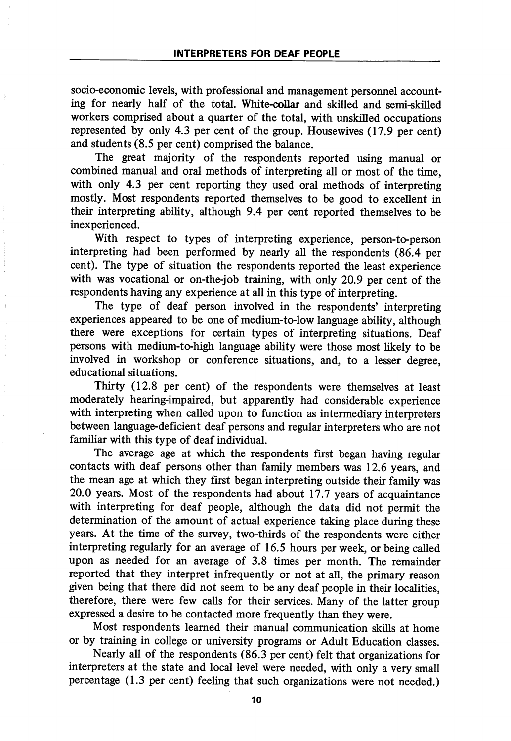socio-economic levels, with professional and management personnel accounting for nearly half of the total. White-collar and skilled and semi-skilled workers comprised about a quarter of the total, with unskilled occupations represented by only 4.3 per cent of the group. Housewives (17.9 per cent) and students (8.5 per cent) comprised the balance.

The great majority of the respondents reported using manual or combined manual and oral methods of interpreting all or most of the time, with only 4.3 per cent reporting they used oral methods of interpreting mostly. Most respondents reported themselves to be good to excellent in their interpreting ability, although 9.4 per cent reported themselves to be inexperienced.

With respect to types of interpreting experience, person-to-person interpreting had been performed by nearly all the respondents (86.4 per cent). The type of situation the respondents reported the least experience with was vocational or on-the-job training, with only 20.9 per cent of the respondents having any experience at all in this type of interpreting.

The type of deaf person involved in the respondents' interpreting experiences appeared to be one of medium-to-low language ability, although there were exceptions for certain types of interpreting situations. Deaf persons with medium-to-high language ability were those most likely to be involved in workshop or conference situations, and, to a lesser degree, educational situations.

Thirty (12.8 per cent) of the respondents were themselves at least moderately hearing-impaired, but apparently had considerable experience with interpreting when called upon to function as intermediary interpreters between language-deficient deaf persons and regular interpreters who are not familiar with this type of deaf individual.

The average age at which the respondents first began having regular contacts with deaf persons other than family members was 12.6 years, and the mean age at which they first began interpreting outside their family was 20.0 years. Most of the respondents had about 17.7 years of acquaintance with interpreting for deaf people, although the data did not permit the determination of the amount of actual experience taking place during these years. At the time of the survey, two-thirds of the respondents were either interpreting regularly for an average of 16.5 hours per week, or being called upon as needed for an average of 3.8 times per month. The remainder reported that they interpret infrequently or not at all, the primary reason given being that there did not seem to be any deaf people in their localities, therefore, there were few calls for their services. Many of the latter group expressed a desire to be contacted more frequently than they were.

Most respondents learned their manual communication skills at home or by training in college or university programs or Adult Education classes.

Nearly all of the respondents (86.3 per cent) felt that organizations for interpreters at the state and local level were needed, with only a very small percentage (1.3 per cent) feeling that such organizations were not needed.)